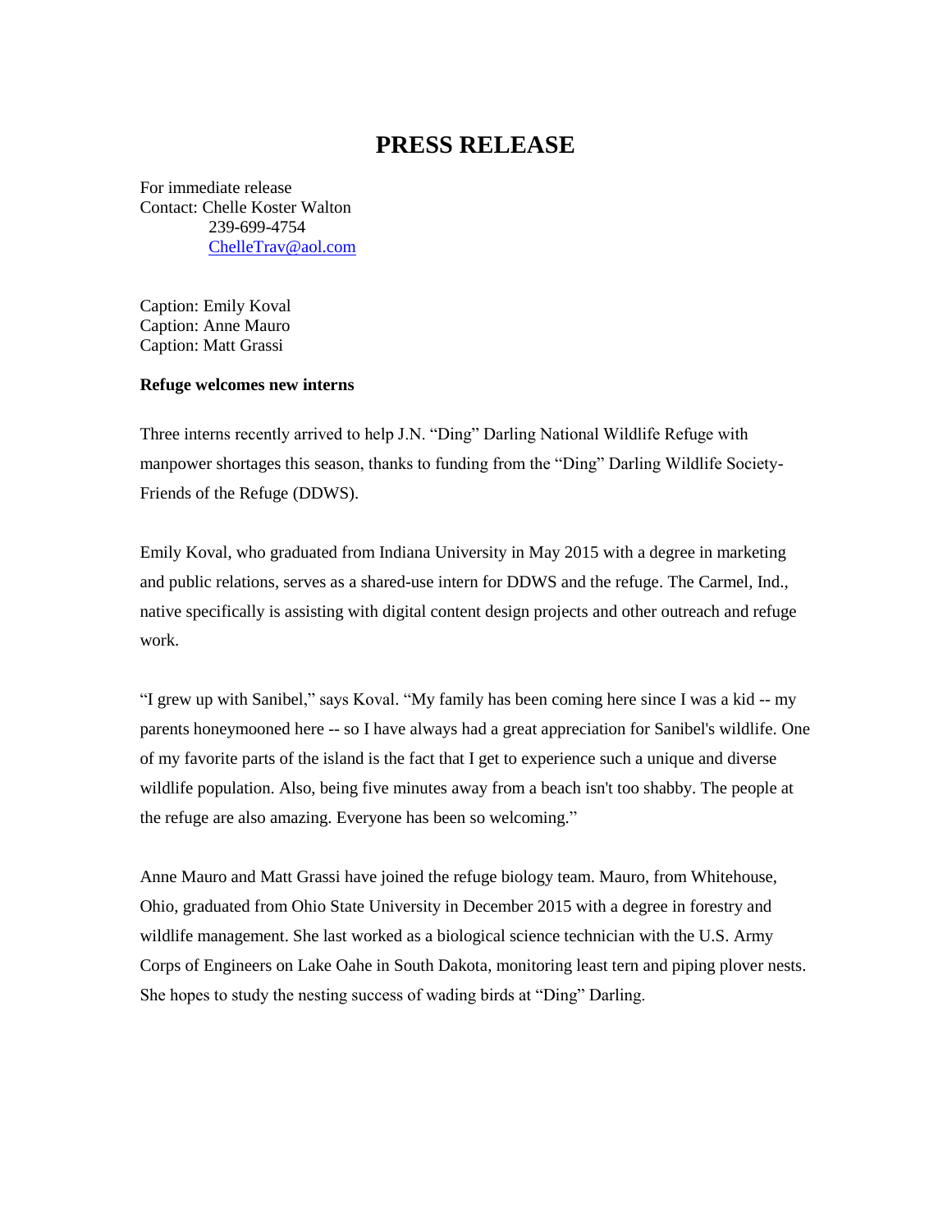# PRESS RELEASE

For immediate release  
Contact: Chelle Koster Walton  
239-699-4754  
ChelleTrav@aol.com

Caption: Emily Koval  
Caption: Anne Mauro  
Caption: Matt Grassi

**Refuge welcomes new interns**

Three interns recently arrived to help J.N. "Ding" Darling National Wildlife Refuge with manpower shortages this season, thanks to funding from the "Ding" Darling Wildlife Society-Friends of the Refuge (DDWS).

Emily Koval, who graduated from Indiana University in May 2015 with a degree in marketing and public relations, serves as a shared-use intern for DDWS and the refuge. The Carmel, Ind., native specifically is assisting with digital content design projects and other outreach and refuge work.

"I grew up with Sanibel," says Koval. "My family has been coming here since I was a kid -- my parents honeymooned here -- so I have always had a great appreciation for Sanibel's wildlife. One of my favorite parts of the island is the fact that I get to experience such a unique and diverse wildlife population. Also, being five minutes away from a beach isn't too shabby. The people at the refuge are also amazing. Everyone has been so welcoming."

Anne Mauro and Matt Grassi have joined the refuge biology team. Mauro, from Whitehouse, Ohio, graduated from Ohio State University in December 2015 with a degree in forestry and wildlife management. She last worked as a biological science technician with the U.S. Army Corps of Engineers on Lake Oahe in South Dakota, monitoring least tern and piping plover nests. She hopes to study the nesting success of wading birds at "Ding" Darling.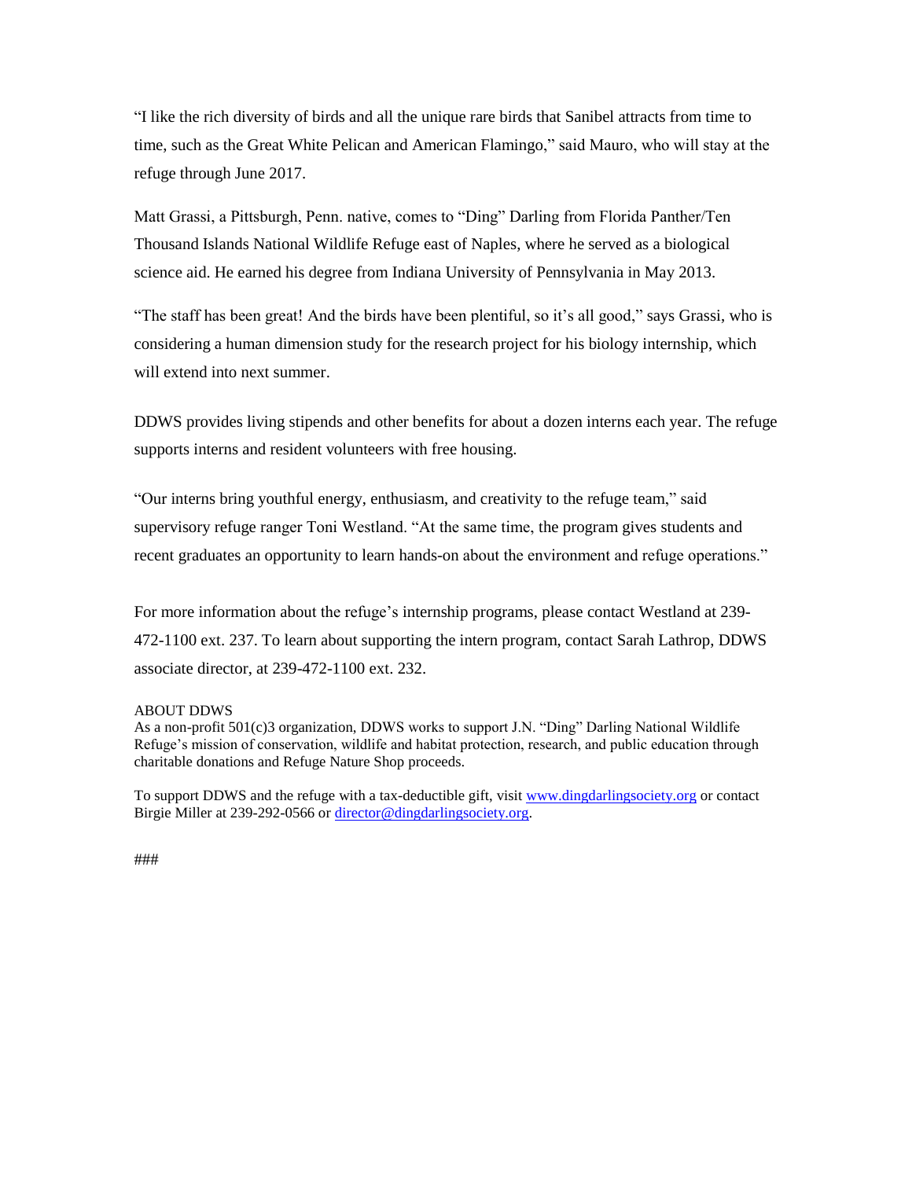"I like the rich diversity of birds and all the unique rare birds that Sanibel attracts from time to time, such as the Great White Pelican and American Flamingo," said Mauro, who will stay at the refuge through June 2017.

Matt Grassi, a Pittsburgh, Penn. native, comes to "Ding" Darling from Florida Panther/Ten Thousand Islands National Wildlife Refuge east of Naples, where he served as a biological science aid. He earned his degree from Indiana University of Pennsylvania in May 2013.

"The staff has been great! And the birds have been plentiful, so it's all good," says Grassi, who is considering a human dimension study for the research project for his biology internship, which will extend into next summer.

DDWS provides living stipends and other benefits for about a dozen interns each year. The refuge supports interns and resident volunteers with free housing.

"Our interns bring youthful energy, enthusiasm, and creativity to the refuge team," said supervisory refuge ranger Toni Westland. "At the same time, the program gives students and recent graduates an opportunity to learn hands-on about the environment and refuge operations."

For more information about the refuge's internship programs, please contact Westland at 239-472-1100 ext. 237. To learn about supporting the intern program, contact Sarah Lathrop, DDWS associate director, at 239-472-1100 ext. 232.

ABOUT DDWS
As a non-profit 501(c)3 organization, DDWS works to support J.N. "Ding" Darling National Wildlife Refuge's mission of conservation, wildlife and habitat protection, research, and public education through charitable donations and Refuge Nature Shop proceeds.

To support DDWS and the refuge with a tax-deductible gift, visit www.dingdarlingsociety.org or contact Birgie Miller at 239-292-0566 or director@dingdarlingsociety.org.

###